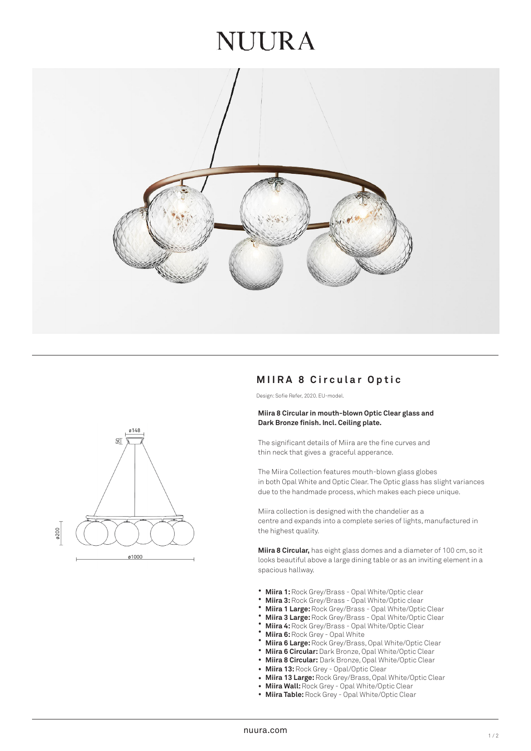# NUURA

## MIIRA 8 Circular Optic

Design: Sofie Refer, 2020. EU-model.

**Miira 8 Circular in mouth-blown Optic Clear glass and Dark Bronze finish. Incl. Ceiling plate.**

The significant details of Miira are the fine curves and thin neck that gives a graceful apperance.

The Miira Collection features mouth-blown glass globes in both Opal White and Optic Clear. The Optic glass has slight variances due to the handmade process, which makes each piece unique.

Miira collection is designed with the chandelier as a centre and expands into a complete series of lights, manufactured in the highest quality.

**Miira 8 Circular,** has eight glass domes and a diameter of 100 cm, so it looks beautiful above a large dining table or as an inviting element in a spacious hallway.

- **Miira 1:** Rock Grey/Brass - Opal White/Optic clear
- **Miira 3:** Rock Grey/Brass - Opal White/Optic clear
- **Miira 1 Large:** Rock Grey/Brass - Opal White/Optic Clear
- **Miira 3 Large:** Rock Grey/Brass - Opal White/Optic Clear
- **Miira 4:** Rock Grey/Brass - Opal White/Optic Clear
- **Miira 6:** Rock Grey - Opal White
- **Miira 6 Large:** Rock Grey/Brass, Opal White/Optic Clear
- **Miira 6 Circular:** Dark Bronze, Opal White/Optic Clear
- **Miira 8 Circular:** Dark Bronze, Opal White/Optic Clear
- **Miira 13:** Rock Grey - Opal/Optic Clear
- **Miira 13 Large:** Rock Grey/Brass, Opal White/Optic Clear
- **Miira Wall:** Rock Grey - Opal White/Optic Clear
- **Miira Table:** Rock Grey - Opal White/Optic Clear

nuura.com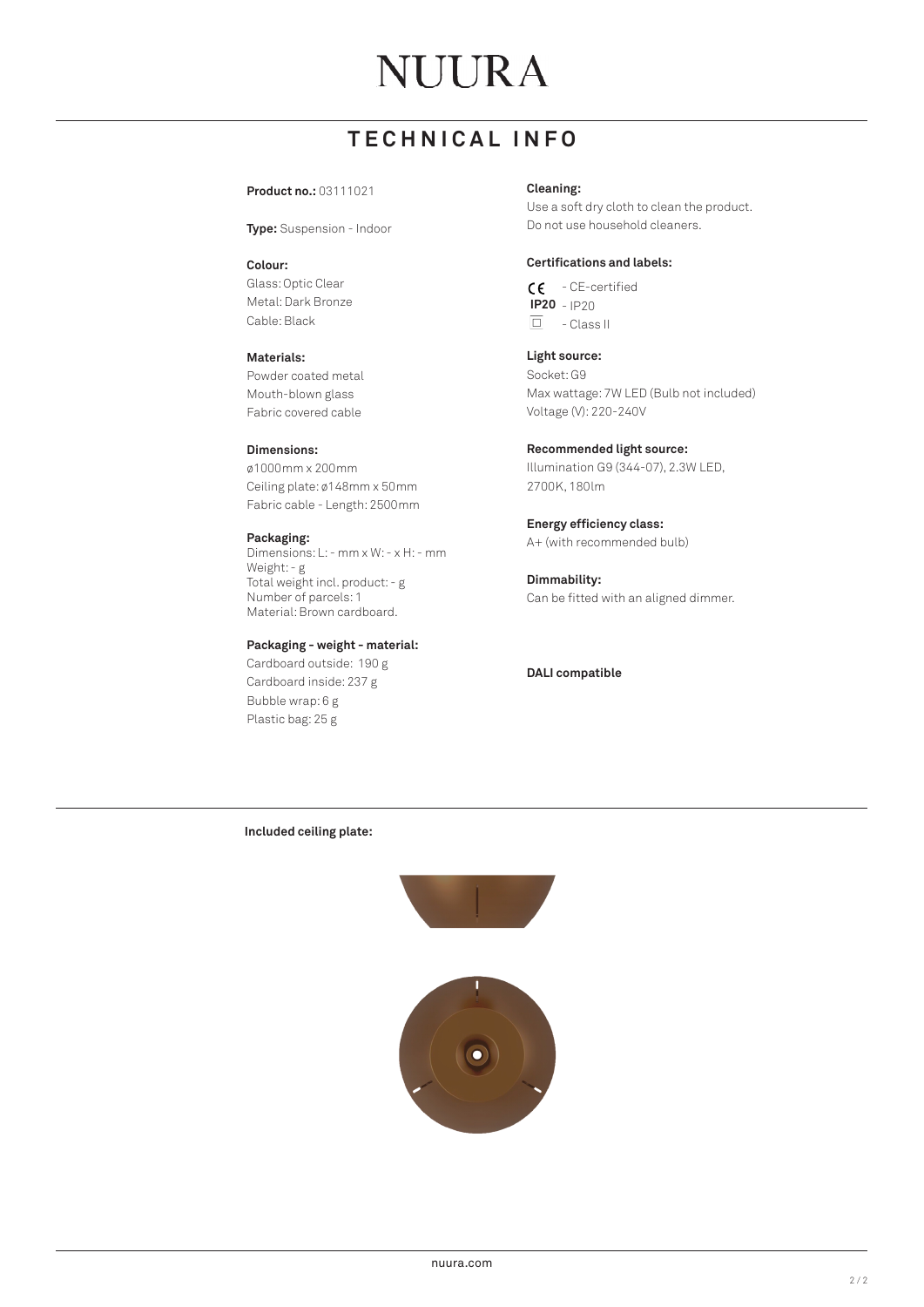# NUURA

## TECHNICAL INFO

**Product no.:** 03111021

**Type:** Suspension - Indoor

**Colour:**
Glass: Optic Clear
Metal: Dark Bronze
Cable: Black

**Materials:**
Powder coated metal
Mouth-blown glass
Fabric covered cable

**Dimensions:**
ø1000mm x 200mm
Ceiling plate: ø148mm x 50mm
Fabric cable - Length: 2500mm

**Packaging:**
Dimensions: L: - mm x W: - x H: - mm
Weight: - g
Total weight incl. product: - g
Number of parcels: 1
Material: Brown cardboard.

**Packaging - weight - material:**
Cardboard outside: 190 g
Cardboard inside: 237 g
Bubble wrap: 6 g
Plastic bag: 25 g

**Cleaning:**
Use a soft dry cloth to clean the product.
Do not use household cleaners.

**Certifications and labels:**
CE - CE-certified
IP20 - IP20
◻ - Class II

**Light source:**
Socket: G9
Max wattage: 7W LED (Bulb not included)
Voltage (V): 220-240V

**Recommended light source:**
Illumination G9 (344-07), 2.3W LED, 2700K, 180lm

**Energy efficiency class:**
A+ (with recommended bulb)

**Dimmability:**
Can be fitted with an aligned dimmer.

**DALI compatible**

**Included ceiling plate:**

nuura.com